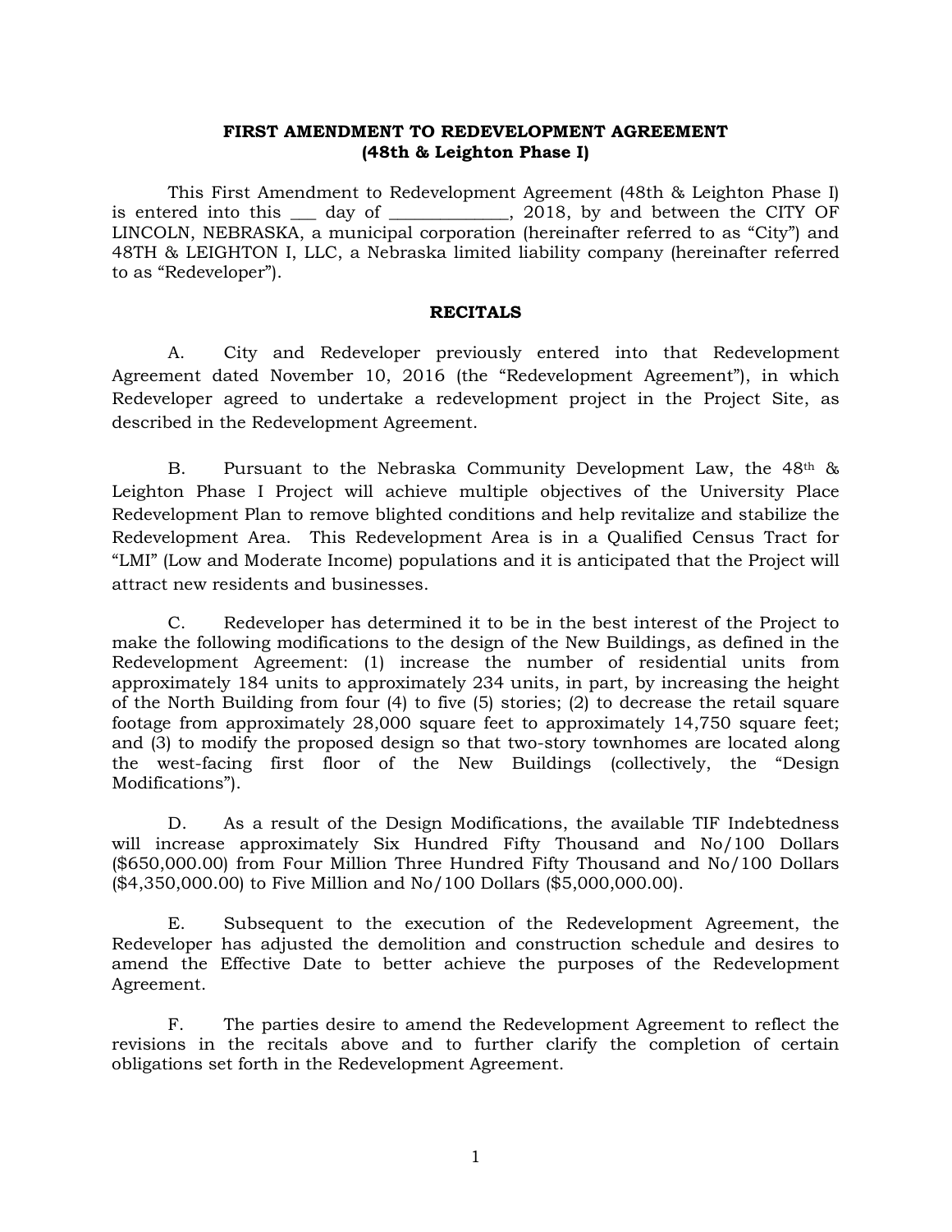# FIRST AMENDMENT TO REDEVELOPMENT AGREEMENT
## (48th & Leighton Phase I)

This First Amendment to Redevelopment Agreement (48th & Leighton Phase I) is entered into this ___ day of _____________, 2018, by and between the CITY OF LINCOLN, NEBRASKA, a municipal corporation (hereinafter referred to as "City") and 48TH & LEIGHTON I, LLC, a Nebraska limited liability company (hereinafter referred to as "Redeveloper").

## RECITALS

A. City and Redeveloper previously entered into that Redevelopment Agreement dated November 10, 2016 (the "Redevelopment Agreement"), in which Redeveloper agreed to undertake a redevelopment project in the Project Site, as described in the Redevelopment Agreement.

B. Pursuant to the Nebraska Community Development Law, the 48th & Leighton Phase I Project will achieve multiple objectives of the University Place Redevelopment Plan to remove blighted conditions and help revitalize and stabilize the Redevelopment Area. This Redevelopment Area is in a Qualified Census Tract for "LMI" (Low and Moderate Income) populations and it is anticipated that the Project will attract new residents and businesses.

C. Redeveloper has determined it to be in the best interest of the Project to make the following modifications to the design of the New Buildings, as defined in the Redevelopment Agreement: (1) increase the number of residential units from approximately 184 units to approximately 234 units, in part, by increasing the height of the North Building from four (4) to five (5) stories; (2) to decrease the retail square footage from approximately 28,000 square feet to approximately 14,750 square feet; and (3) to modify the proposed design so that two-story townhomes are located along the west-facing first floor of the New Buildings (collectively, the "Design Modifications").

D. As a result of the Design Modifications, the available TIF Indebtedness will increase approximately Six Hundred Fifty Thousand and No/100 Dollars ($650,000.00) from Four Million Three Hundred Fifty Thousand and No/100 Dollars ($4,350,000.00) to Five Million and No/100 Dollars ($5,000,000.00).

E. Subsequent to the execution of the Redevelopment Agreement, the Redeveloper has adjusted the demolition and construction schedule and desires to amend the Effective Date to better achieve the purposes of the Redevelopment Agreement.

F. The parties desire to amend the Redevelopment Agreement to reflect the revisions in the recitals above and to further clarify the completion of certain obligations set forth in the Redevelopment Agreement.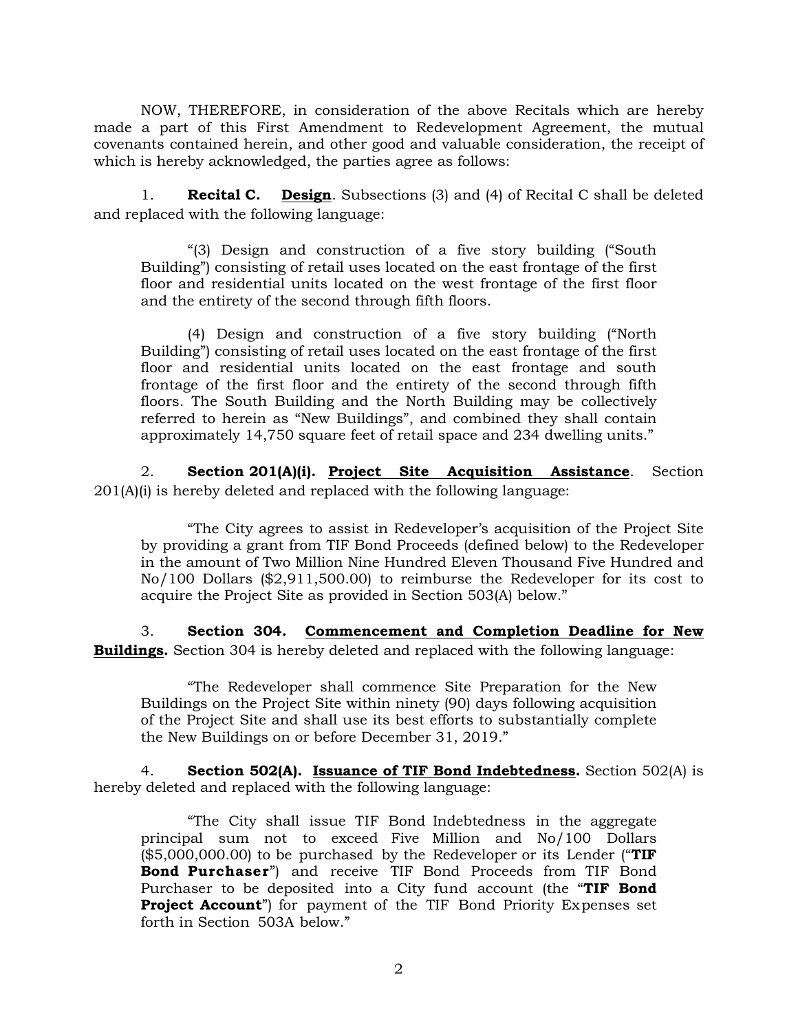NOW, THEREFORE, in consideration of the above Recitals which are hereby made a part of this First Amendment to Redevelopment Agreement, the mutual covenants contained herein, and other good and valuable consideration, the receipt of which is hereby acknowledged, the parties agree as follows:

1. **Recital C.** **<u>Design</u>**. Subsections (3) and (4) of Recital C shall be deleted and replaced with the following language:

> "(3) Design and construction of a five story building ("South Building") consisting of retail uses located on the east frontage of the first floor and residential units located on the west frontage of the first floor and the entirety of the second through fifth floors.
>
> (4) Design and construction of a five story building ("North Building") consisting of retail uses located on the east frontage of the first floor and residential units located on the east frontage and south frontage of the first floor and the entirety of the second through fifth floors. The South Building and the North Building may be collectively referred to herein as "New Buildings", and combined they shall contain approximately 14,750 square feet of retail space and 234 dwelling units."

2. **Section 201(A)(i).** **<u>Project Site Acquisition Assistance</u>**. Section 201(A)(i) is hereby deleted and replaced with the following language:

> "The City agrees to assist in Redeveloper's acquisition of the Project Site by providing a grant from TIF Bond Proceeds (defined below) to the Redeveloper in the amount of Two Million Nine Hundred Eleven Thousand Five Hundred and No/100 Dollars ($2,911,500.00) to reimburse the Redeveloper for its cost to acquire the Project Site as provided in Section 503(A) below."

3. **Section 304.** **<u>Commencement and Completion Deadline for New Buildings.</u>** Section 304 is hereby deleted and replaced with the following language:

> "The Redeveloper shall commence Site Preparation for the New Buildings on the Project Site within ninety (90) days following acquisition of the Project Site and shall use its best efforts to substantially complete the New Buildings on or before December 31, 2019."

4. **Section 502(A).** **<u>Issuance of TIF Bond Indebtedness.</u>** Section 502(A) is hereby deleted and replaced with the following language:

> "The City shall issue TIF Bond Indebtedness in the aggregate principal sum not to exceed Five Million and No/100 Dollars ($5,000,000.00) to be purchased by the Redeveloper or its Lender ("**TIF Bond Purchaser**") and receive TIF Bond Proceeds from TIF Bond Purchaser to be deposited into a City fund account (the "**TIF Bond Project Account**") for payment of the TIF Bond Priority Expenses set forth in Section 503A below."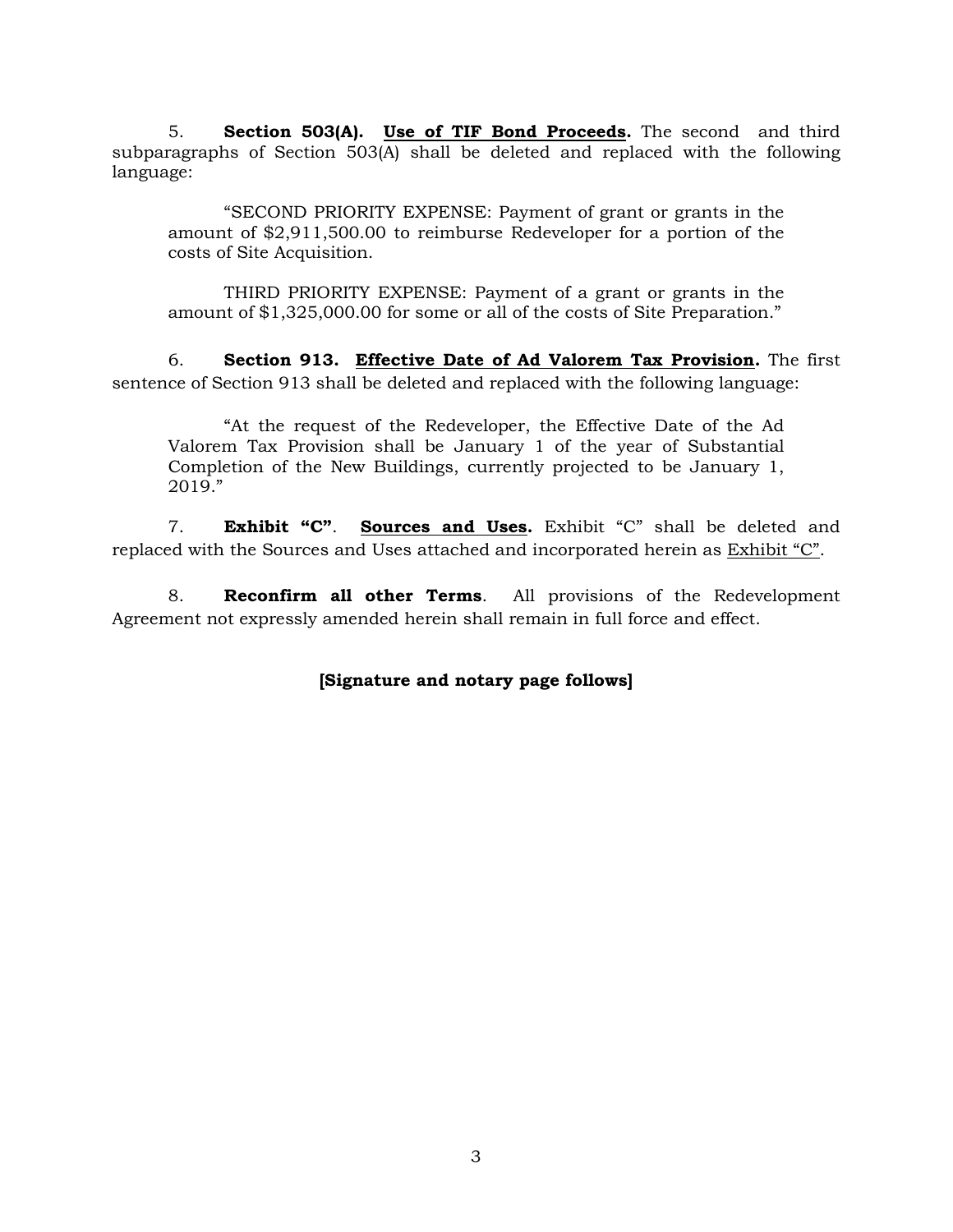5. **Section 503(A).** **<u>Use of TIF Bond Proceeds</u>.** The second and third subparagraphs of Section 503(A) shall be deleted and replaced with the following language:

> "SECOND PRIORITY EXPENSE: Payment of grant or grants in the amount of $2,911,500.00 to reimburse Redeveloper for a portion of the costs of Site Acquisition.
>
> THIRD PRIORITY EXPENSE: Payment of a grant or grants in the amount of $1,325,000.00 for some or all of the costs of Site Preparation."

6. **Section 913.** **<u>Effective Date of Ad Valorem Tax Provision</u>.** The first sentence of Section 913 shall be deleted and replaced with the following language:

> "At the request of the Redeveloper, the Effective Date of the Ad Valorem Tax Provision shall be January 1 of the year of Substantial Completion of the New Buildings, currently projected to be January 1, 2019."

7. **Exhibit "C"**. **<u>Sources and Uses</u>.** Exhibit "C" shall be deleted and replaced with the Sources and Uses attached and incorporated herein as <u>Exhibit "C"</u>.

8. **Reconfirm all other Terms**. All provisions of the Redevelopment Agreement not expressly amended herein shall remain in full force and effect.

**[Signature and notary page follows]**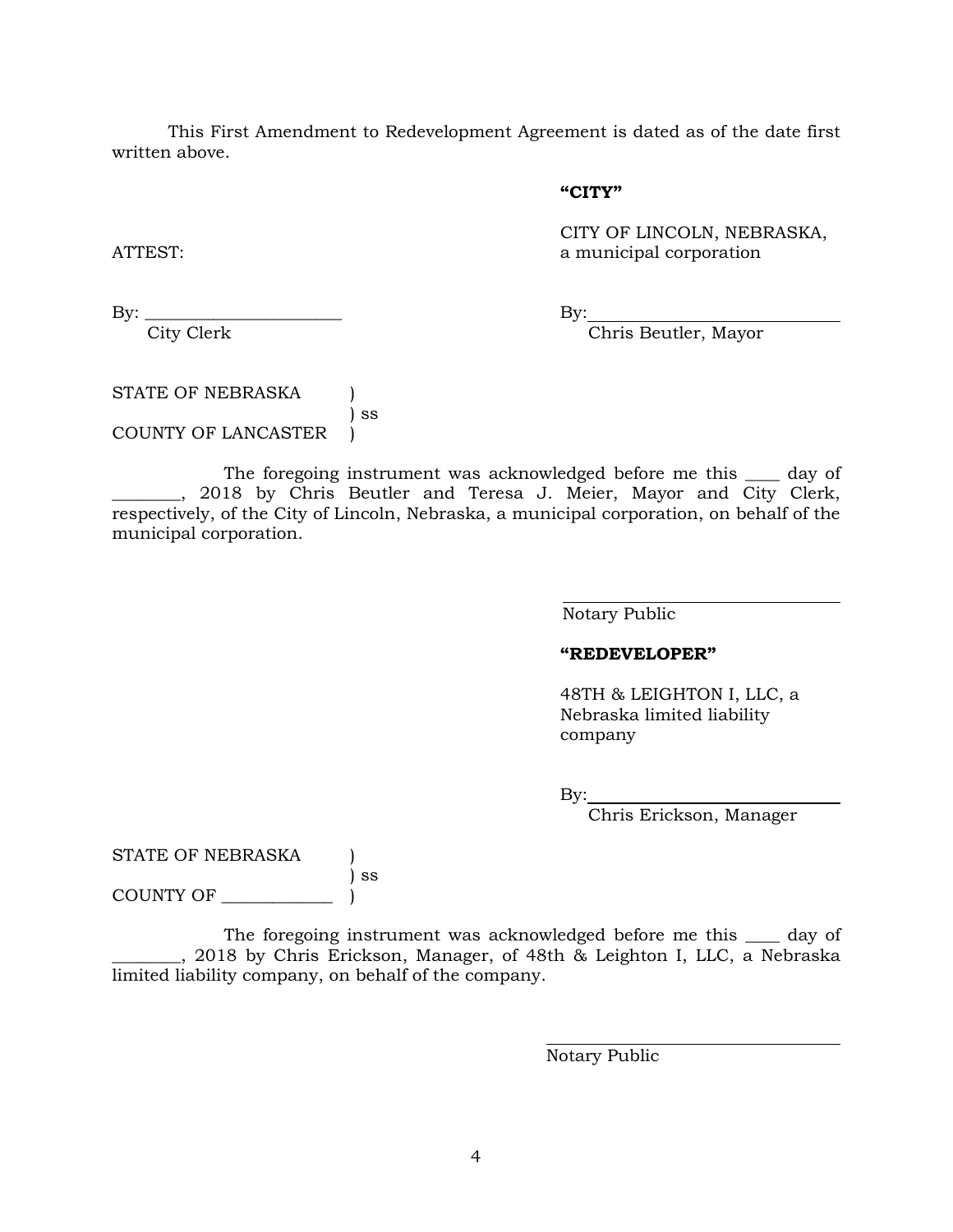This First Amendment to Redevelopment Agreement is dated as of the date first written above.

**"CITY"**

CITY OF LINCOLN, NEBRASKA,
a municipal corporation

ATTEST:

By: ______________________
City Clerk

By: ______________________
Chris Beutler, Mayor

STATE OF NEBRASKA )
) ss
COUNTY OF LANCASTER )

The foregoing instrument was acknowledged before me this ____ day of ________, 2018 by Chris Beutler and Teresa J. Meier, Mayor and City Clerk, respectively, of the City of Lincoln, Nebraska, a municipal corporation, on behalf of the municipal corporation.

______________________
Notary Public

**"REDEVELOPER"**

48TH & LEIGHTON I, LLC, a Nebraska limited liability company

By: ______________________
Chris Erickson, Manager

STATE OF NEBRASKA )
) ss
COUNTY OF ____________ )

The foregoing instrument was acknowledged before me this ____ day of ________, 2018 by Chris Erickson, Manager, of 48th & Leighton I, LLC, a Nebraska limited liability company, on behalf of the company.

______________________
Notary Public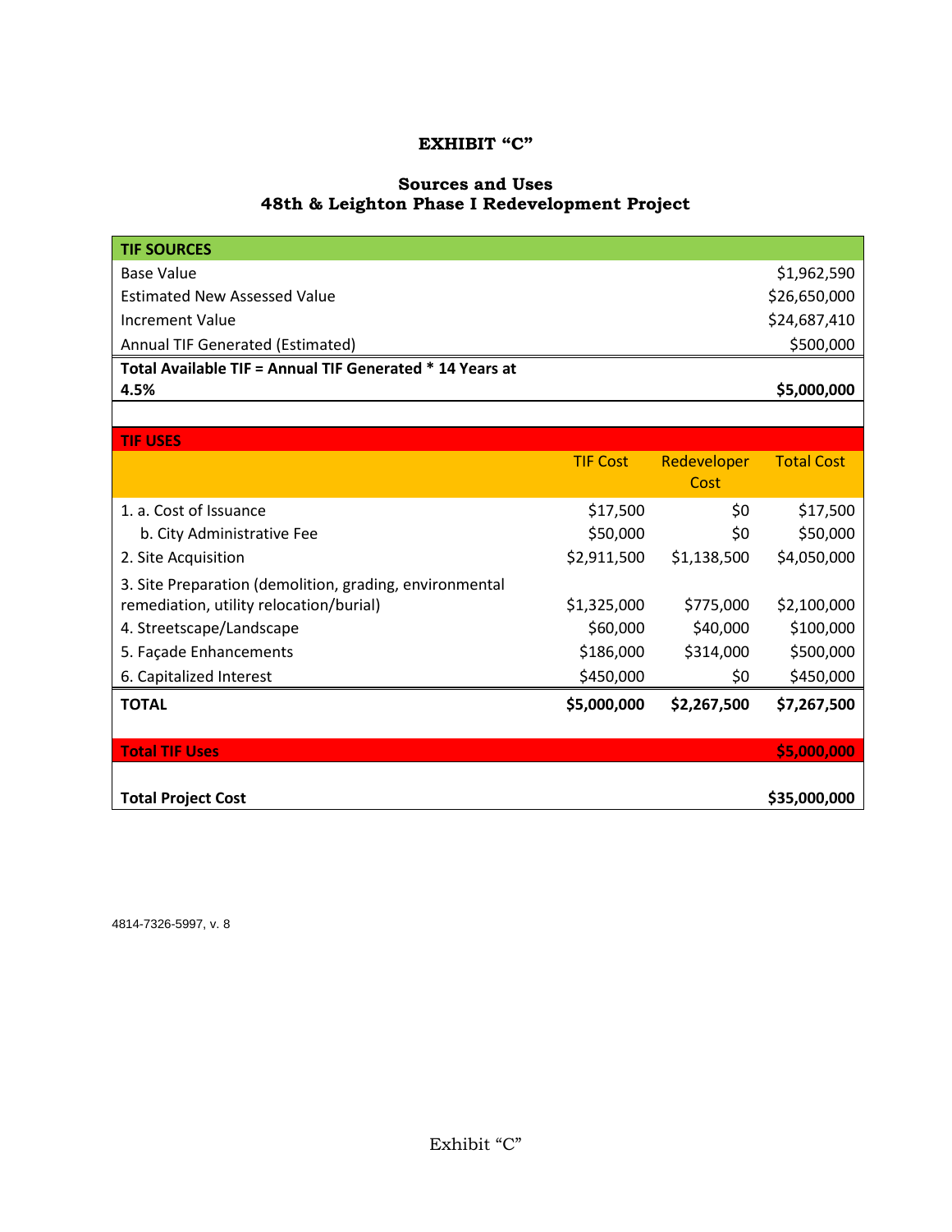# EXHIBIT "C"

## Sources and Uses
## 48th & Leighton Phase I Redevelopment Project

| **TIF SOURCES** | |
|---|---|
| Base Value | $1,962,590 |
| Estimated New Assessed Value | $26,650,000 |
| Increment Value | $24,687,410 |
| Annual TIF Generated (Estimated) | $500,000 |
| **Total Available TIF = Annual TIF Generated * 14 Years at 4.5%** | **$5,000,000** |

| **TIF USES** | TIF Cost | Redeveloper Cost | Total Cost |
|---|---|---|---|
| 1. a. Cost of Issuance | $17,500 | $0 | $17,500 |
| b. City Administrative Fee | $50,000 | $0 | $50,000 |
| 2. Site Acquisition | $2,911,500 | $1,138,500 | $4,050,000 |
| 3. Site Preparation (demolition, grading, environmental remediation, utility relocation/burial) | $1,325,000 | $775,000 | $2,100,000 |
| 4. Streetscape/Landscape | $60,000 | $40,000 | $100,000 |
| 5. Façade Enhancements | $186,000 | $314,000 | $500,000 |
| 6. Capitalized Interest | $450,000 | $0 | $450,000 |
| **TOTAL** | **$5,000,000** | **$2,267,500** | **$7,267,500** |
| **Total TIF Uses** | | | **$5,000,000** |
| **Total Project Cost** | | | **$35,000,000** |

4814-7326-5997, v. 8

Exhibit "C"